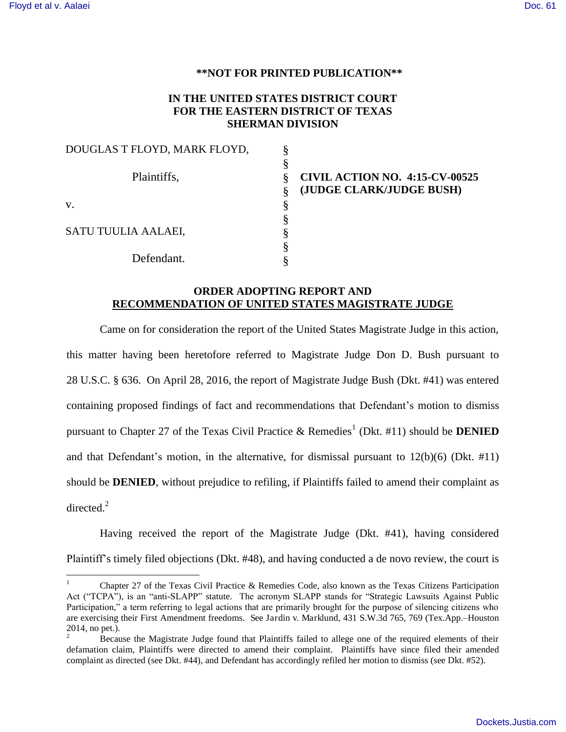**NOT FOR PRINTED PUBLICATION**

**IN THE UNITED STATES DISTRICT COURT**
**FOR THE EASTERN DISTRICT OF TEXAS**
**SHERMAN DIVISION**

| | | |
|---|---|---|
| DOUGLAS T FLOYD, MARK FLOYD, | § | |
| | § | |
| Plaintiffs, | § | **CIVIL ACTION NO. 4:15-CV-00525** |
| | § | **(JUDGE CLARK/JUDGE BUSH)** |
| v. | § | |
| | § | |
| SATU TUULIA AALAEI, | § | |
| | § | |
| Defendant. | § | |

**ORDER ADOPTING REPORT AND**
**RECOMMENDATION OF UNITED STATES MAGISTRATE JUDGE**

Came on for consideration the report of the United States Magistrate Judge in this action, this matter having been heretofore referred to Magistrate Judge Don D. Bush pursuant to 28 U.S.C. § 636. On April 28, 2016, the report of Magistrate Judge Bush (Dkt. #41) was entered containing proposed findings of fact and recommendations that Defendant's motion to dismiss pursuant to Chapter 27 of the Texas Civil Practice & Remedies[1] (Dkt. #11) should be **DENIED** and that Defendant's motion, in the alternative, for dismissal pursuant to 12(b)(6) (Dkt. #11) should be **DENIED**, without prejudice to refiling, if Plaintiffs failed to amend their complaint as directed.[2]

Having received the report of the Magistrate Judge (Dkt. #41), having considered Plaintiff's timely filed objections (Dkt. #48), and having conducted a de novo review, the court is

---

[1] Chapter 27 of the Texas Civil Practice & Remedies Code, also known as the Texas Citizens Participation Act ("TCPA"), is an "anti-SLAPP" statute. The acronym SLAPP stands for "Strategic Lawsuits Against Public Participation," a term referring to legal actions that are primarily brought for the purpose of silencing citizens who are exercising their First Amendment freedoms. See Jardin v. Marklund, 431 S.W.3d 765, 769 (Tex.App.–Houston 2014, no pet.).

[2] Because the Magistrate Judge found that Plaintiffs failed to allege one of the required elements of their defamation claim, Plaintiffs were directed to amend their complaint. Plaintiffs have since filed their amended complaint as directed (see Dkt. #44), and Defendant has accordingly refiled her motion to dismiss (see Dkt. #52).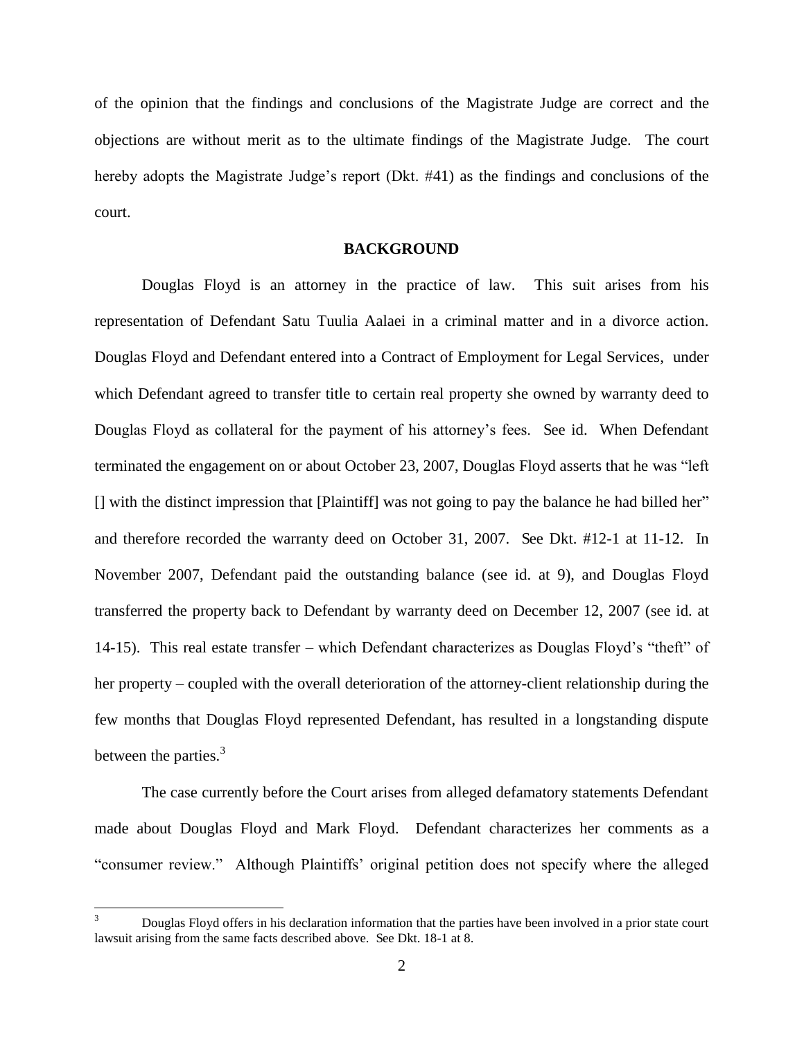of the opinion that the findings and conclusions of the Magistrate Judge are correct and the objections are without merit as to the ultimate findings of the Magistrate Judge. The court hereby adopts the Magistrate Judge's report (Dkt. #41) as the findings and conclusions of the court.

## BACKGROUND

Douglas Floyd is an attorney in the practice of law. This suit arises from his representation of Defendant Satu Tuulia Aalaei in a criminal matter and in a divorce action. Douglas Floyd and Defendant entered into a Contract of Employment for Legal Services, under which Defendant agreed to transfer title to certain real property she owned by warranty deed to Douglas Floyd as collateral for the payment of his attorney's fees. See id. When Defendant terminated the engagement on or about October 23, 2007, Douglas Floyd asserts that he was "left [] with the distinct impression that [Plaintiff] was not going to pay the balance he had billed her" and therefore recorded the warranty deed on October 31, 2007. See Dkt. #12-1 at 11-12. In November 2007, Defendant paid the outstanding balance (see id. at 9), and Douglas Floyd transferred the property back to Defendant by warranty deed on December 12, 2007 (see id. at 14-15). This real estate transfer – which Defendant characterizes as Douglas Floyd's "theft" of her property – coupled with the overall deterioration of the attorney-client relationship during the few months that Douglas Floyd represented Defendant, has resulted in a longstanding dispute between the parties.[3]

The case currently before the Court arises from alleged defamatory statements Defendant made about Douglas Floyd and Mark Floyd. Defendant characterizes her comments as a "consumer review." Although Plaintiffs' original petition does not specify where the alleged

---

[3] Douglas Floyd offers in his declaration information that the parties have been involved in a prior state court lawsuit arising from the same facts described above. See Dkt. 18-1 at 8.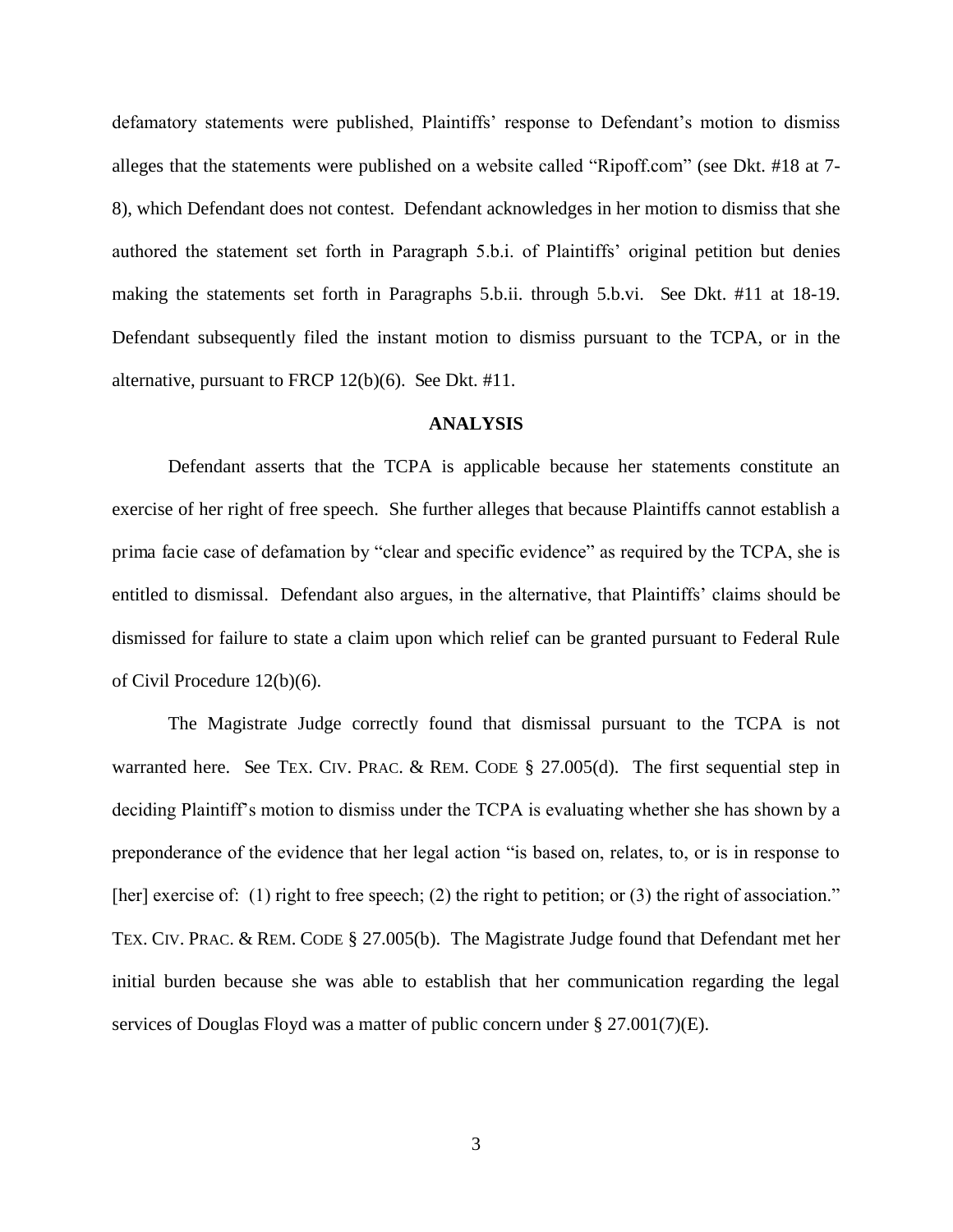defamatory statements were published, Plaintiffs' response to Defendant's motion to dismiss alleges that the statements were published on a website called "Ripoff.com" (see Dkt. #18 at 7-8), which Defendant does not contest. Defendant acknowledges in her motion to dismiss that she authored the statement set forth in Paragraph 5.b.i. of Plaintiffs' original petition but denies making the statements set forth in Paragraphs 5.b.ii. through 5.b.vi. See Dkt. #11 at 18-19. Defendant subsequently filed the instant motion to dismiss pursuant to the TCPA, or in the alternative, pursuant to FRCP 12(b)(6). See Dkt. #11.

## ANALYSIS

Defendant asserts that the TCPA is applicable because her statements constitute an exercise of her right of free speech. She further alleges that because Plaintiffs cannot establish a prima facie case of defamation by "clear and specific evidence" as required by the TCPA, she is entitled to dismissal. Defendant also argues, in the alternative, that Plaintiffs' claims should be dismissed for failure to state a claim upon which relief can be granted pursuant to Federal Rule of Civil Procedure 12(b)(6).

The Magistrate Judge correctly found that dismissal pursuant to the TCPA is not warranted here. See TEX. CIV. PRAC. & REM. CODE § 27.005(d). The first sequential step in deciding Plaintiff's motion to dismiss under the TCPA is evaluating whether she has shown by a preponderance of the evidence that her legal action "is based on, relates, to, or is in response to [her] exercise of: (1) right to free speech; (2) the right to petition; or (3) the right of association." TEX. CIV. PRAC. & REM. CODE § 27.005(b). The Magistrate Judge found that Defendant met her initial burden because she was able to establish that her communication regarding the legal services of Douglas Floyd was a matter of public concern under § 27.001(7)(E).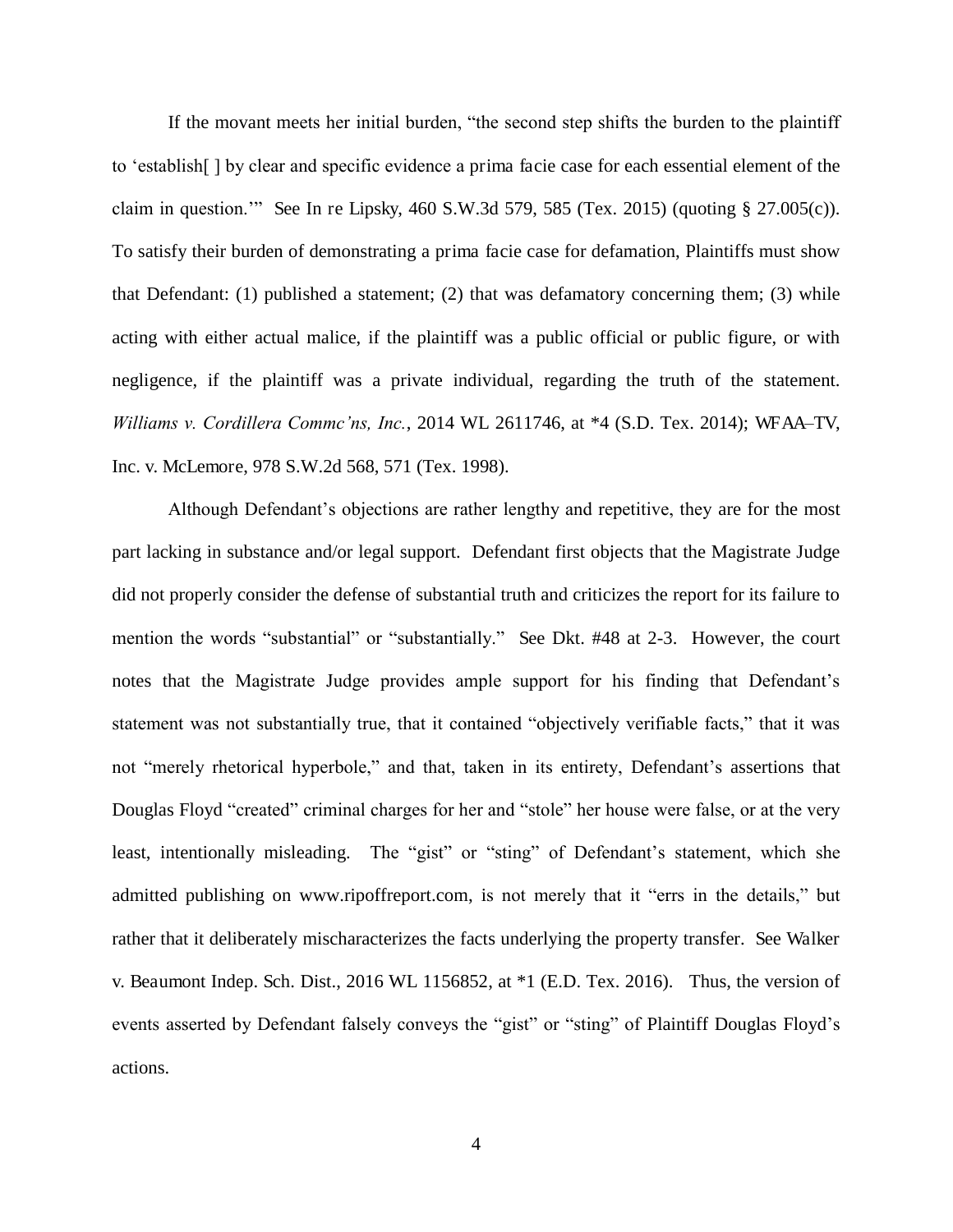If the movant meets her initial burden, "the second step shifts the burden to the plaintiff to 'establish[ ] by clear and specific evidence a prima facie case for each essential element of the claim in question.'" See In re Lipsky, 460 S.W.3d 579, 585 (Tex. 2015) (quoting § 27.005(c)). To satisfy their burden of demonstrating a prima facie case for defamation, Plaintiffs must show that Defendant: (1) published a statement; (2) that was defamatory concerning them; (3) while acting with either actual malice, if the plaintiff was a public official or public figure, or with negligence, if the plaintiff was a private individual, regarding the truth of the statement. *Williams v. Cordillera Commc'ns, Inc.*, 2014 WL 2611746, at *4 (S.D. Tex. 2014); WFAA–TV, Inc. v. McLemore, 978 S.W.2d 568, 571 (Tex. 1998).

Although Defendant's objections are rather lengthy and repetitive, they are for the most part lacking in substance and/or legal support. Defendant first objects that the Magistrate Judge did not properly consider the defense of substantial truth and criticizes the report for its failure to mention the words "substantial" or "substantially." See Dkt. #48 at 2-3. However, the court notes that the Magistrate Judge provides ample support for his finding that Defendant's statement was not substantially true, that it contained "objectively verifiable facts," that it was not "merely rhetorical hyperbole," and that, taken in its entirety, Defendant's assertions that Douglas Floyd "created" criminal charges for her and "stole" her house were false, or at the very least, intentionally misleading. The "gist" or "sting" of Defendant's statement, which she admitted publishing on www.ripoffreport.com, is not merely that it "errs in the details," but rather that it deliberately mischaracterizes the facts underlying the property transfer. See Walker v. Beaumont Indep. Sch. Dist., 2016 WL 1156852, at *1 (E.D. Tex. 2016). Thus, the version of events asserted by Defendant falsely conveys the "gist" or "sting" of Plaintiff Douglas Floyd's actions.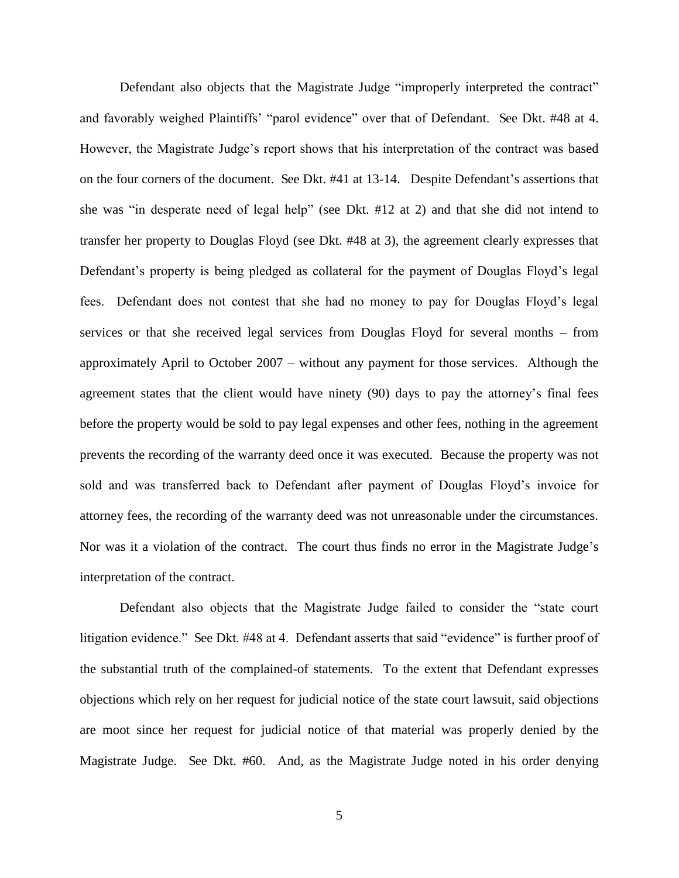Defendant also objects that the Magistrate Judge "improperly interpreted the contract" and favorably weighed Plaintiffs' "parol evidence" over that of Defendant. See Dkt. #48 at 4. However, the Magistrate Judge's report shows that his interpretation of the contract was based on the four corners of the document. See Dkt. #41 at 13-14. Despite Defendant's assertions that she was "in desperate need of legal help" (see Dkt. #12 at 2) and that she did not intend to transfer her property to Douglas Floyd (see Dkt. #48 at 3), the agreement clearly expresses that Defendant's property is being pledged as collateral for the payment of Douglas Floyd's legal fees. Defendant does not contest that she had no money to pay for Douglas Floyd's legal services or that she received legal services from Douglas Floyd for several months – from approximately April to October 2007 – without any payment for those services. Although the agreement states that the client would have ninety (90) days to pay the attorney's final fees before the property would be sold to pay legal expenses and other fees, nothing in the agreement prevents the recording of the warranty deed once it was executed. Because the property was not sold and was transferred back to Defendant after payment of Douglas Floyd's invoice for attorney fees, the recording of the warranty deed was not unreasonable under the circumstances. Nor was it a violation of the contract. The court thus finds no error in the Magistrate Judge's interpretation of the contract.

Defendant also objects that the Magistrate Judge failed to consider the "state court litigation evidence." See Dkt. #48 at 4. Defendant asserts that said "evidence" is further proof of the substantial truth of the complained-of statements. To the extent that Defendant expresses objections which rely on her request for judicial notice of the state court lawsuit, said objections are moot since her request for judicial notice of that material was properly denied by the Magistrate Judge. See Dkt. #60. And, as the Magistrate Judge noted in his order denying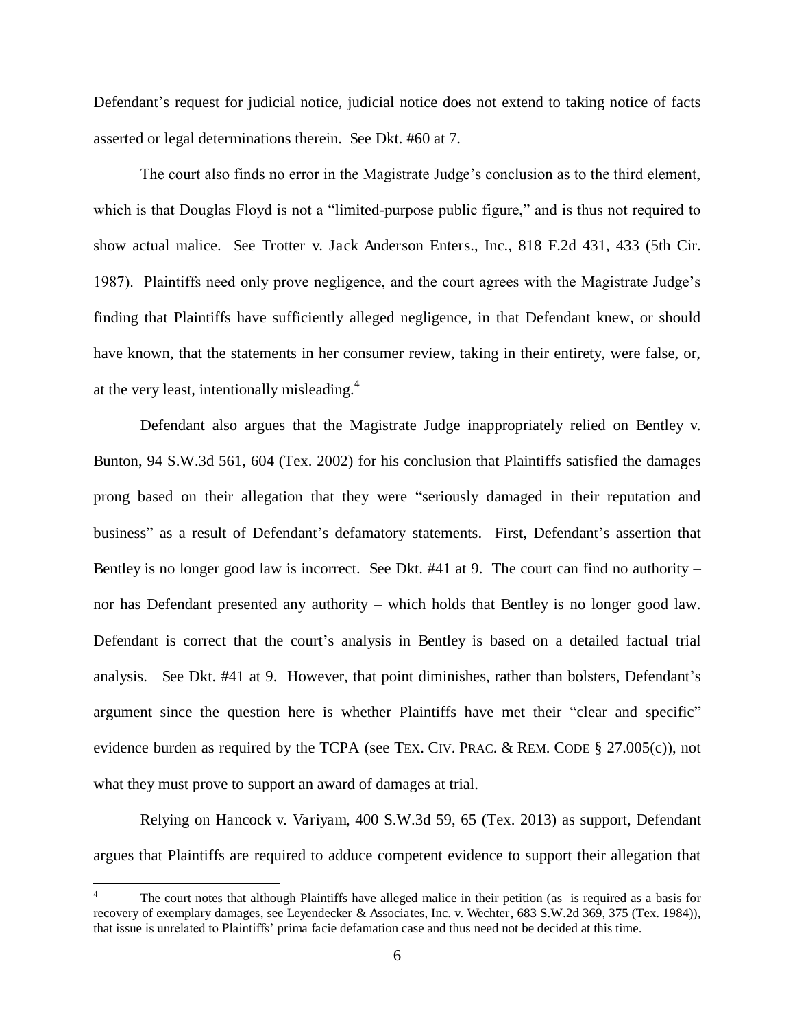Defendant's request for judicial notice, judicial notice does not extend to taking notice of facts asserted or legal determinations therein. See Dkt. #60 at 7.

The court also finds no error in the Magistrate Judge's conclusion as to the third element, which is that Douglas Floyd is not a "limited-purpose public figure," and is thus not required to show actual malice. See Trotter v. Jack Anderson Enters., Inc., 818 F.2d 431, 433 (5th Cir. 1987). Plaintiffs need only prove negligence, and the court agrees with the Magistrate Judge's finding that Plaintiffs have sufficiently alleged negligence, in that Defendant knew, or should have known, that the statements in her consumer review, taking in their entirety, were false, or, at the very least, intentionally misleading.[4]

Defendant also argues that the Magistrate Judge inappropriately relied on Bentley v. Bunton, 94 S.W.3d 561, 604 (Tex. 2002) for his conclusion that Plaintiffs satisfied the damages prong based on their allegation that they were "seriously damaged in their reputation and business" as a result of Defendant's defamatory statements. First, Defendant's assertion that Bentley is no longer good law is incorrect. See Dkt. #41 at 9. The court can find no authority – nor has Defendant presented any authority – which holds that Bentley is no longer good law. Defendant is correct that the court's analysis in Bentley is based on a detailed factual trial analysis. See Dkt. #41 at 9. However, that point diminishes, rather than bolsters, Defendant's argument since the question here is whether Plaintiffs have met their "clear and specific" evidence burden as required by the TCPA (see TEX. CIV. PRAC. & REM. CODE § 27.005(c)), not what they must prove to support an award of damages at trial.

Relying on Hancock v. Variyam, 400 S.W.3d 59, 65 (Tex. 2013) as support, Defendant argues that Plaintiffs are required to adduce competent evidence to support their allegation that

[4] The court notes that although Plaintiffs have alleged malice in their petition (as is required as a basis for recovery of exemplary damages, see Leyendecker & Associates, Inc. v. Wechter, 683 S.W.2d 369, 375 (Tex. 1984)), that issue is unrelated to Plaintiffs' prima facie defamation case and thus need not be decided at this time.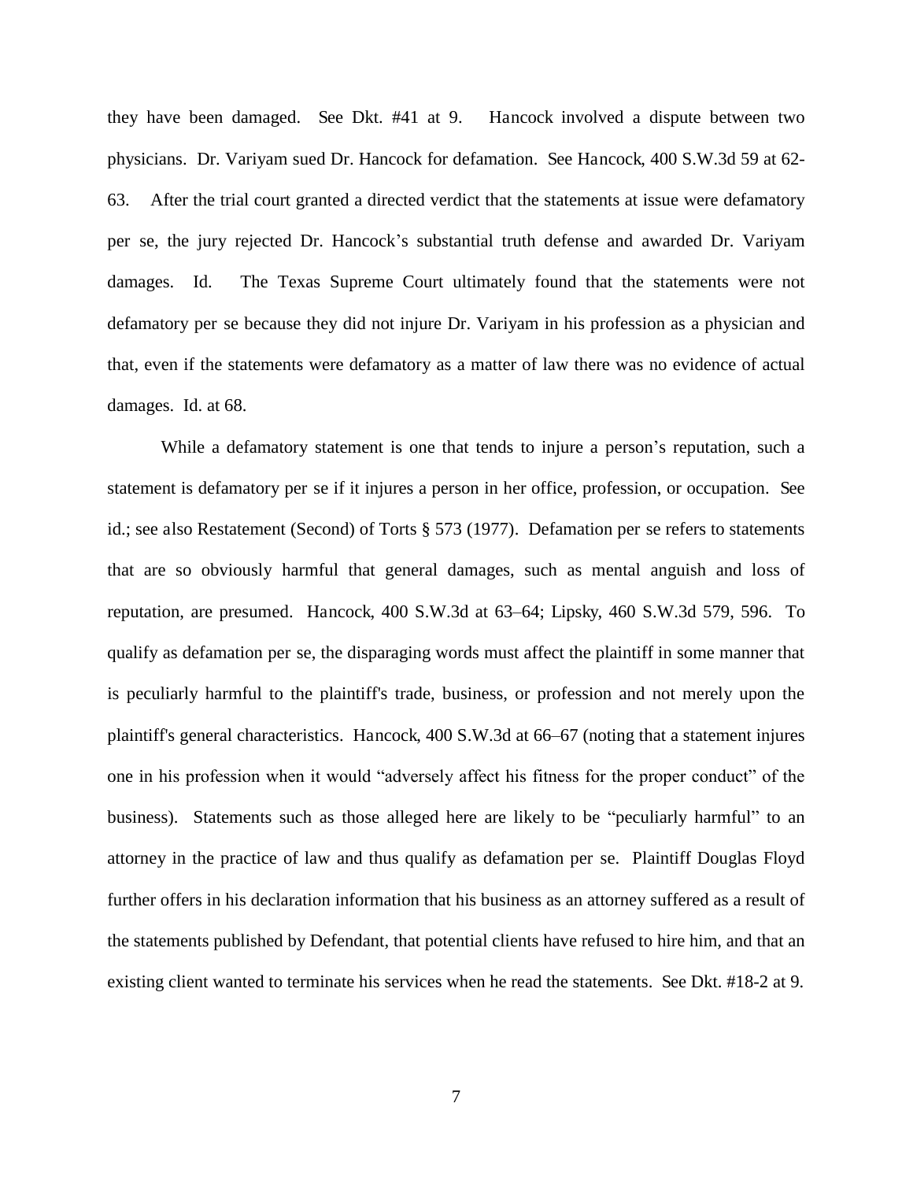they have been damaged. See Dkt. #41 at 9. Hancock involved a dispute between two physicians. Dr. Variyam sued Dr. Hancock for defamation. See Hancock, 400 S.W.3d 59 at 62-63. After the trial court granted a directed verdict that the statements at issue were defamatory per se, the jury rejected Dr. Hancock's substantial truth defense and awarded Dr. Variyam damages. Id. The Texas Supreme Court ultimately found that the statements were not defamatory per se because they did not injure Dr. Variyam in his profession as a physician and that, even if the statements were defamatory as a matter of law there was no evidence of actual damages. Id. at 68.

While a defamatory statement is one that tends to injure a person's reputation, such a statement is defamatory per se if it injures a person in her office, profession, or occupation. See id.; see also Restatement (Second) of Torts § 573 (1977). Defamation per se refers to statements that are so obviously harmful that general damages, such as mental anguish and loss of reputation, are presumed. Hancock, 400 S.W.3d at 63–64; Lipsky, 460 S.W.3d 579, 596. To qualify as defamation per se, the disparaging words must affect the plaintiff in some manner that is peculiarly harmful to the plaintiff's trade, business, or profession and not merely upon the plaintiff's general characteristics. Hancock, 400 S.W.3d at 66–67 (noting that a statement injures one in his profession when it would "adversely affect his fitness for the proper conduct" of the business). Statements such as those alleged here are likely to be "peculiarly harmful" to an attorney in the practice of law and thus qualify as defamation per se. Plaintiff Douglas Floyd further offers in his declaration information that his business as an attorney suffered as a result of the statements published by Defendant, that potential clients have refused to hire him, and that an existing client wanted to terminate his services when he read the statements. See Dkt. #18-2 at 9.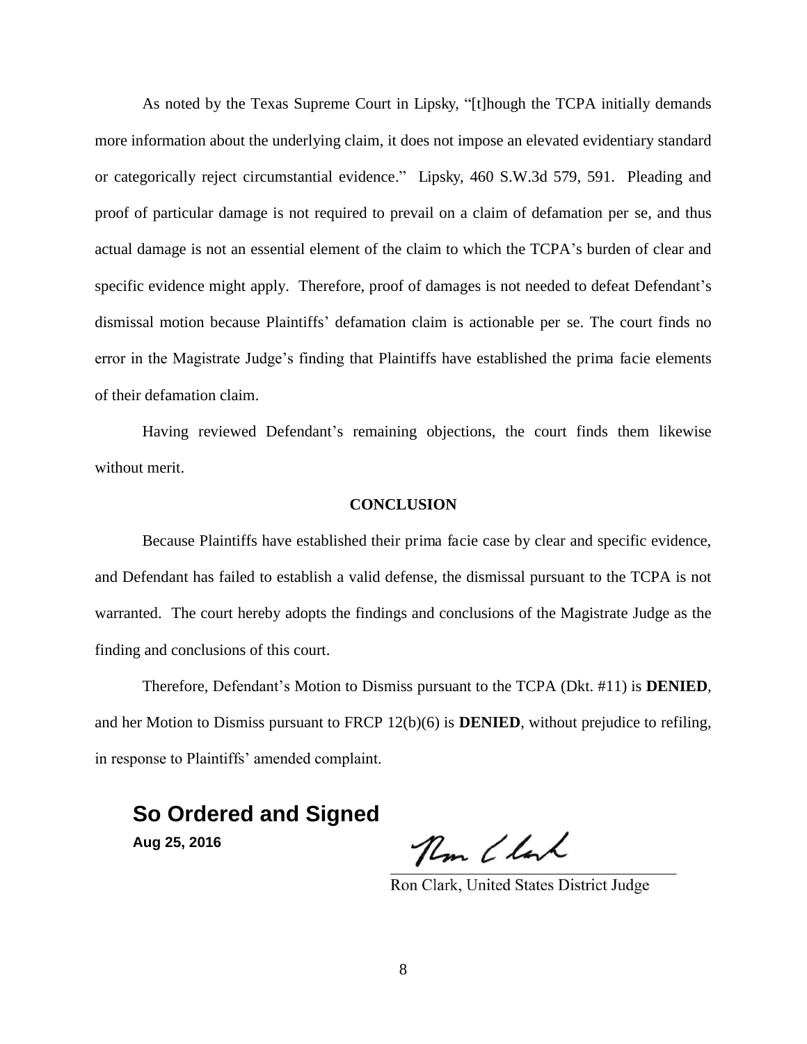As noted by the Texas Supreme Court in Lipsky, "[t]hough the TCPA initially demands more information about the underlying claim, it does not impose an elevated evidentiary standard or categorically reject circumstantial evidence." Lipsky, 460 S.W.3d 579, 591. Pleading and proof of particular damage is not required to prevail on a claim of defamation per se, and thus actual damage is not an essential element of the claim to which the TCPA's burden of clear and specific evidence might apply. Therefore, proof of damages is not needed to defeat Defendant's dismissal motion because Plaintiffs' defamation claim is actionable per se. The court finds no error in the Magistrate Judge's finding that Plaintiffs have established the *prima facie* elements of their defamation claim.

Having reviewed Defendant's remaining objections, the court finds them likewise without merit.

**CONCLUSION**

Because Plaintiffs have established their *prima facie* case by clear and specific evidence, and Defendant has failed to establish a valid defense, the dismissal pursuant to the TCPA is not warranted. The court hereby adopts the findings and conclusions of the Magistrate Judge as the finding and conclusions of this court.

Therefore, Defendant's Motion to Dismiss pursuant to the TCPA (Dkt. #11) is **DENIED**, and her Motion to Dismiss pursuant to FRCP 12(b)(6) is **DENIED**, without prejudice to refiling, in response to Plaintiffs' amended complaint.

**So Ordered and Signed**

**Aug 25, 2016**

Ron Clark, United States District Judge